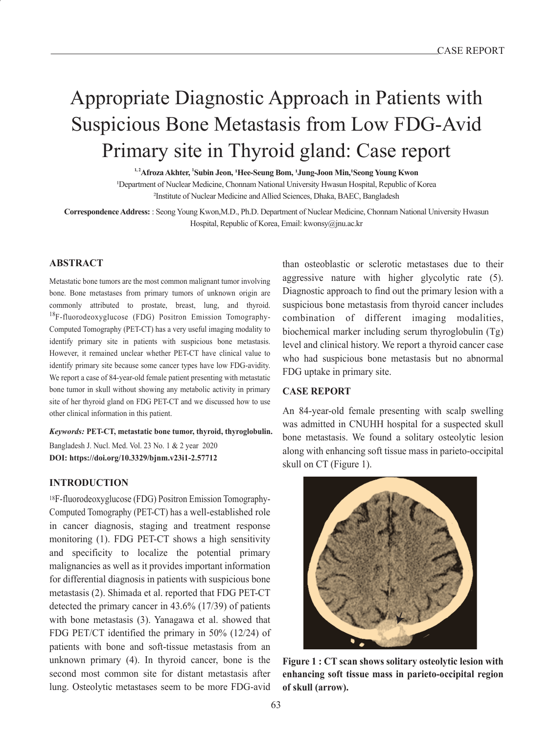# Appropriate Diagnostic Approach in Patients with Suspicious Bone Metastasis from Low FDG-Avid Primary site in Thyroid gland: Case report

**[1,2]Afroza Akhter, [1]Subin Jeon, [1]Hee-Seung Bom, [1]Jung-Joon Min,[1]Seong Young Kwon**

[1]Department of Nuclear Medicine, Chonnam National University Hwasun Hospital, Republic of Korea

[2]Institute of Nuclear Medicine and Allied Sciences, Dhaka, BAEC, Bangladesh

**Correspondence Address:** : Seong Young Kwon,M.D., Ph.D. Department of Nuclear Medicine, Chonnam National University Hwasun Hospital, Republic of Korea, Email: kwonsy@jnu.ac.kr

## ABSTRACT

Metastatic bone tumors are the most common malignant tumor involving bone. Bone metastases from primary tumors of unknown origin are commonly attributed to prostate, breast, lung, and thyroid. $^{18}$F-fluorodeoxyglucose (FDG) Positron Emission Tomography-Computed Tomography (PET-CT) has a very useful imaging modality to identify primary site in patients with suspicious bone metastasis. However, it remained unclear whether PET-CT have clinical value to identify primary site because some cancer types have low FDG-avidity. We report a case of 84-year-old female patient presenting with metastatic bone tumor in skull without showing any metabolic activity in primary site of her thyroid gland on FDG PET-CT and we discussed how to use other clinical information in this patient.

***Keywords:*** **PET-CT, metastatic bone tumor, thyroid, thyroglobulin.**

Bangladesh J. Nucl. Med. Vol. 23 No. 1 & 2 year 2020

**DOI: https://doi.org/10.3329/bjnm.v23i1-2.57712**

## INTRODUCTION

$^{18}$F-fluorodeoxyglucose (FDG) Positron Emission Tomography-Computed Tomography (PET-CT) has a well-established role in cancer diagnosis, staging and treatment response monitoring (1). FDG PET-CT shows a high sensitivity and specificity to localize the potential primary malignancies as well as it provides important information for differential diagnosis in patients with suspicious bone metastasis (2). Shimada et al. reported that FDG PET-CT detected the primary cancer in 43.6% (17/39) of patients with bone metastasis (3). Yanagawa et al. showed that FDG PET/CT identified the primary in 50% (12/24) of patients with bone and soft-tissue metastasis from an unknown primary (4). In thyroid cancer, bone is the second most common site for distant metastasis after lung. Osteolytic metastases seem to be more FDG-avid than osteoblastic or sclerotic metastases due to their aggressive nature with higher glycolytic rate (5). Diagnostic approach to find out the primary lesion with a suspicious bone metastasis from thyroid cancer includes combination of different imaging modalities, biochemical marker including serum thyroglobulin (Tg) level and clinical history. We report a thyroid cancer case who had suspicious bone metastasis but no abnormal FDG uptake in primary site.

## CASE REPORT

An 84-year-old female presenting with scalp swelling was admitted in CNUHH hospital for a suspected skull bone metastasis. We found a solitary osteolytic lesion along with enhancing soft tissue mass in parieto-occipital skull on CT (Figure 1).

**Figure 1 : CT scan shows solitary osteolytic lesion with enhancing soft tissue mass in parieto-occipital region of skull (arrow).**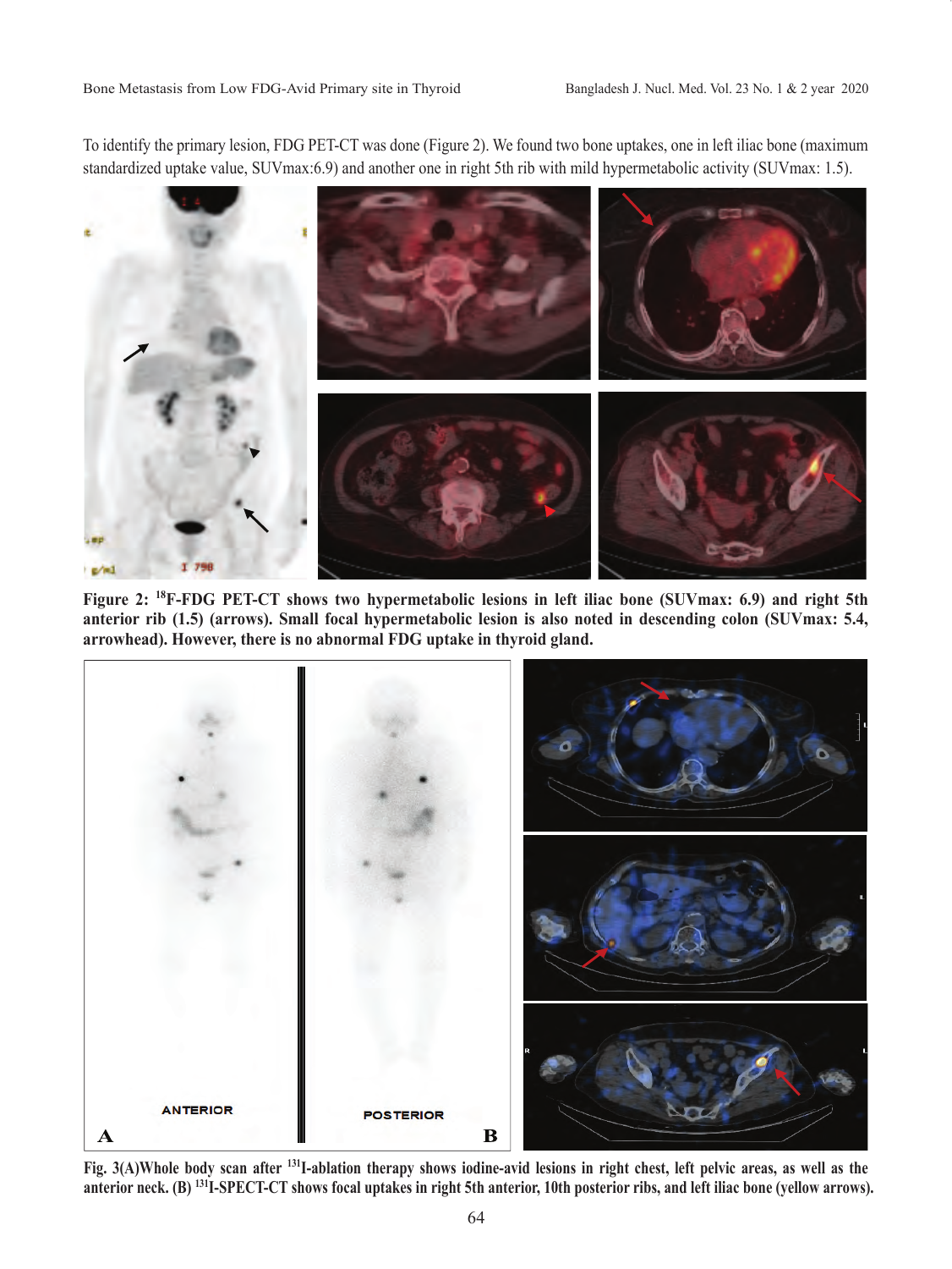To identify the primary lesion, FDG PET-CT was done (Figure 2). We found two bone uptakes, one in left iliac bone (maximum standardized uptake value, SUVmax:6.9) and another one in right 5th rib with mild hypermetabolic activity (SUVmax: 1.5).

**Figure 2: $^{18}$F-FDG PET-CT shows two hypermetabolic lesions in left iliac bone (SUVmax: 6.9) and right 5th anterior rib (1.5) (arrows). Small focal hypermetabolic lesion is also noted in descending colon (SUVmax: 5.4, arrowhead). However, there is no abnormal FDG uptake in thyroid gland.**

**Fig. 3(A)Whole body scan after $^{131}$I-ablation therapy shows iodine-avid lesions in right chest, left pelvic areas, as well as the anterior neck. (B) $^{131}$I-SPECT-CT shows focal uptakes in right 5th anterior, 10th posterior ribs, and left iliac bone (yellow arrows).**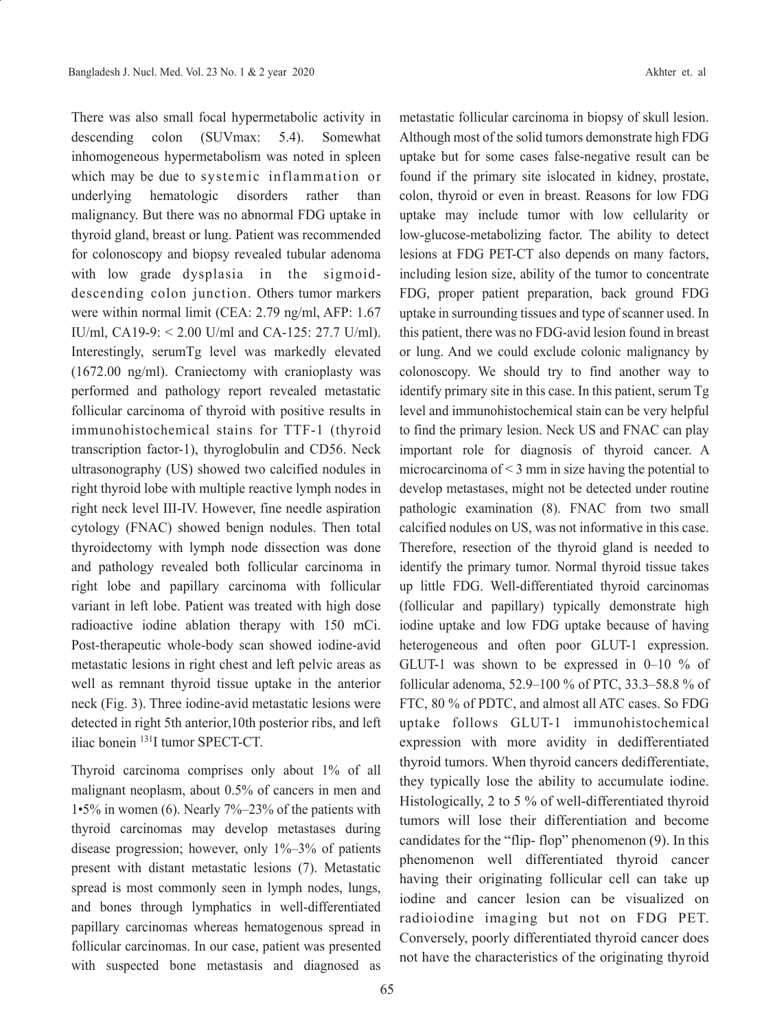There was also small focal hypermetabolic activity in descending colon (SUVmax: 5.4). Somewhat inhomogeneous hypermetabolism was noted in spleen which may be due to systemic inflammation or underlying hematologic disorders rather than malignancy. But there was no abnormal FDG uptake in thyroid gland, breast or lung. Patient was recommended for colonoscopy and biopsy revealed tubular adenoma with low grade dysplasia in the sigmoid-descending colon junction. Others tumor markers were within normal limit (CEA: 2.79 ng/ml, AFP: 1.67 IU/ml, CA19-9: < 2.00 U/ml and CA-125: 27.7 U/ml). Interestingly, serumTg level was markedly elevated (1672.00 ng/ml). Craniectomy with cranioplasty was performed and pathology report revealed metastatic follicular carcinoma of thyroid with positive results in immunohistochemical stains for TTF-1 (thyroid transcription factor-1), thyroglobulin and CD56. Neck ultrasonography (US) showed two calcified nodules in right thyroid lobe with multiple reactive lymph nodes in right neck level III-IV. However, fine needle aspiration cytology (FNAC) showed benign nodules. Then total thyroidectomy with lymph node dissection was done and pathology revealed both follicular carcinoma in right lobe and papillary carcinoma with follicular variant in left lobe. Patient was treated with high dose radioactive iodine ablation therapy with 150 mCi. Post-therapeutic whole-body scan showed iodine-avid metastatic lesions in right chest and left pelvic areas as well as remnant thyroid tissue uptake in the anterior neck (Fig. 3). Three iodine-avid metastatic lesions were detected in right 5th anterior,10th posterior ribs, and left iliac bonein $^{131}$I tumor SPECT-CT.

Thyroid carcinoma comprises only about 1% of all malignant neoplasm, about 0.5% of cancers in men and 1•5% in women (6). Nearly 7%–23% of the patients with thyroid carcinomas may develop metastases during disease progression; however, only 1%–3% of patients present with distant metastatic lesions (7). Metastatic spread is most commonly seen in lymph nodes, lungs, and bones through lymphatics in well-differentiated papillary carcinomas whereas hematogenous spread in follicular carcinomas. In our case, patient was presented with suspected bone metastasis and diagnosed as metastatic follicular carcinoma in biopsy of skull lesion. Although most of the solid tumors demonstrate high FDG uptake but for some cases false-negative result can be found if the primary site islocated in kidney, prostate, colon, thyroid or even in breast. Reasons for low FDG uptake may include tumor with low cellularity or low-glucose-metabolizing factor. The ability to detect lesions at FDG PET-CT also depends on many factors, including lesion size, ability of the tumor to concentrate FDG, proper patient preparation, back ground FDG uptake in surrounding tissues and type of scanner used. In this patient, there was no FDG-avid lesion found in breast or lung. And we could exclude colonic malignancy by colonoscopy. We should try to find another way to identify primary site in this case. In this patient, serum Tg level and immunohistochemical stain can be very helpful to find the primary lesion. Neck US and FNAC can play important role for diagnosis of thyroid cancer. A microcarcinoma of < 3 mm in size having the potential to develop metastases, might not be detected under routine pathologic examination (8). FNAC from two small calcified nodules on US, was not informative in this case. Therefore, resection of the thyroid gland is needed to identify the primary tumor. Normal thyroid tissue takes up little FDG. Well-differentiated thyroid carcinomas (follicular and papillary) typically demonstrate high iodine uptake and low FDG uptake because of having heterogeneous and often poor GLUT-1 expression. GLUT-1 was shown to be expressed in 0–10 % of follicular adenoma, 52.9–100 % of PTC, 33.3–58.8 % of FTC, 80 % of PDTC, and almost all ATC cases. So FDG uptake follows GLUT-1 immunohistochemical expression with more avidity in dedifferentiated thyroid tumors. When thyroid cancers dedifferentiate, they typically lose the ability to accumulate iodine. Histologically, 2 to 5 % of well-differentiated thyroid tumors will lose their differentiation and become candidates for the "flip- flop" phenomenon (9). In this phenomenon well differentiated thyroid cancer having their originating follicular cell can take up iodine and cancer lesion can be visualized on radioiodine imaging but not on FDG PET. Conversely, poorly differentiated thyroid cancer does not have the characteristics of the originating thyroid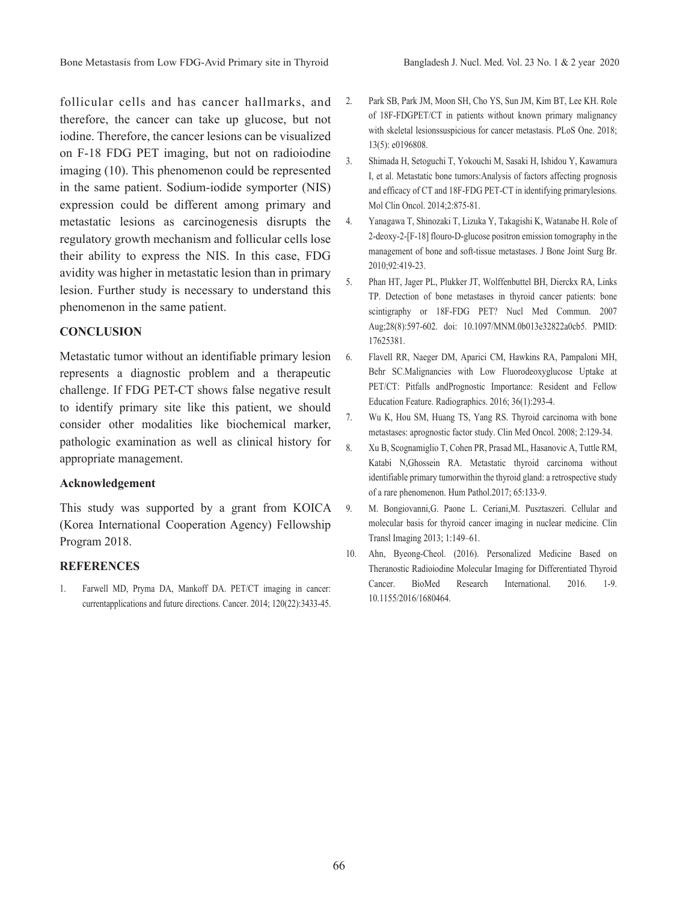follicular cells and has cancer hallmarks, and therefore, the cancer can take up glucose, but not iodine. Therefore, the cancer lesions can be visualized on F-18 FDG PET imaging, but not on radioiodine imaging (10). This phenomenon could be represented in the same patient. Sodium-iodide symporter (NIS) expression could be different among primary and metastatic lesions as carcinogenesis disrupts the regulatory growth mechanism and follicular cells lose their ability to express the NIS. In this case, FDG avidity was higher in metastatic lesion than in primary lesion. Further study is necessary to understand this phenomenon in the same patient.

## CONCLUSION

Metastatic tumor without an identifiable primary lesion represents a diagnostic problem and a therapeutic challenge. If FDG PET-CT shows false negative result to identify primary site like this patient, we should consider other modalities like biochemical marker, pathologic examination as well as clinical history for appropriate management.

### Acknowledgement

This study was supported by a grant from KOICA (Korea International Cooperation Agency) Fellowship Program 2018.

## REFERENCES

1. Farwell MD, Pryma DA, Mankoff DA. PET/CT imaging in cancer: currentapplications and future directions. Cancer. 2014; 120(22):3433-45.
2. Park SB, Park JM, Moon SH, Cho YS, Sun JM, Kim BT, Lee KH. Role of 18F-FDGPET/CT in patients without known primary malignancy with skeletal lesionssuspicious for cancer metastasis. PLoS One. 2018; 13(5): e0196808.
3. Shimada H, Setoguchi T, Yokouchi M, Sasaki H, Ishidou Y, Kawamura I, et al. Metastatic bone tumors:Analysis of factors affecting prognosis and efficacy of CT and 18F-FDG PET-CT in identifying primarylesions. Mol Clin Oncol. 2014;2:875-81.
4. Yanagawa T, Shinozaki T, Lizuka Y, Takagishi K, Watanabe H. Role of 2-deoxy-2-[F-18] flouro-D-glucose positron emission tomography in the management of bone and soft-tissue metastases. J Bone Joint Surg Br. 2010;92:419-23.
5. Phan HT, Jager PL, Plukker JT, Wolffenbuttel BH, Dierckx RA, Links TP. Detection of bone metastases in thyroid cancer patients: bone scintigraphy or 18F-FDG PET? Nucl Med Commun. 2007 Aug;28(8):597-602. doi: 10.1097/MNM.0b013e32822a0cb5. PMID: 17625381.
6. Flavell RR, Naeger DM, Aparici CM, Hawkins RA, Pampaloni MH, Behr SC.Malignancies with Low Fluorodeoxyglucose Uptake at PET/CT: Pitfalls andPrognostic Importance: Resident and Fellow Education Feature. Radiographics. 2016; 36(1):293-4.
7. Wu K, Hou SM, Huang TS, Yang RS. Thyroid carcinoma with bone metastases: aprognostic factor study. Clin Med Oncol. 2008; 2:129-34.
8. Xu B, Scognamiglio T, Cohen PR, Prasad ML, Hasanovic A, Tuttle RM, Katabi N,Ghossein RA. Metastatic thyroid carcinoma without identifiable primary tumorwithin the thyroid gland: a retrospective study of a rare phenomenon. Hum Pathol.2017; 65:133-9.
9. M. Bongiovanni,G. Paone L. Ceriani,M. Pusztaszeri. Cellular and molecular basis for thyroid cancer imaging in nuclear medicine. Clin Transl Imaging 2013; 1:149–61.
10. Ahn, Byeong-Cheol. (2016). Personalized Medicine Based on Theranostic Radioiodine Molecular Imaging for Differentiated Thyroid Cancer. BioMed Research International. 2016. 1-9. 10.1155/2016/1680464.